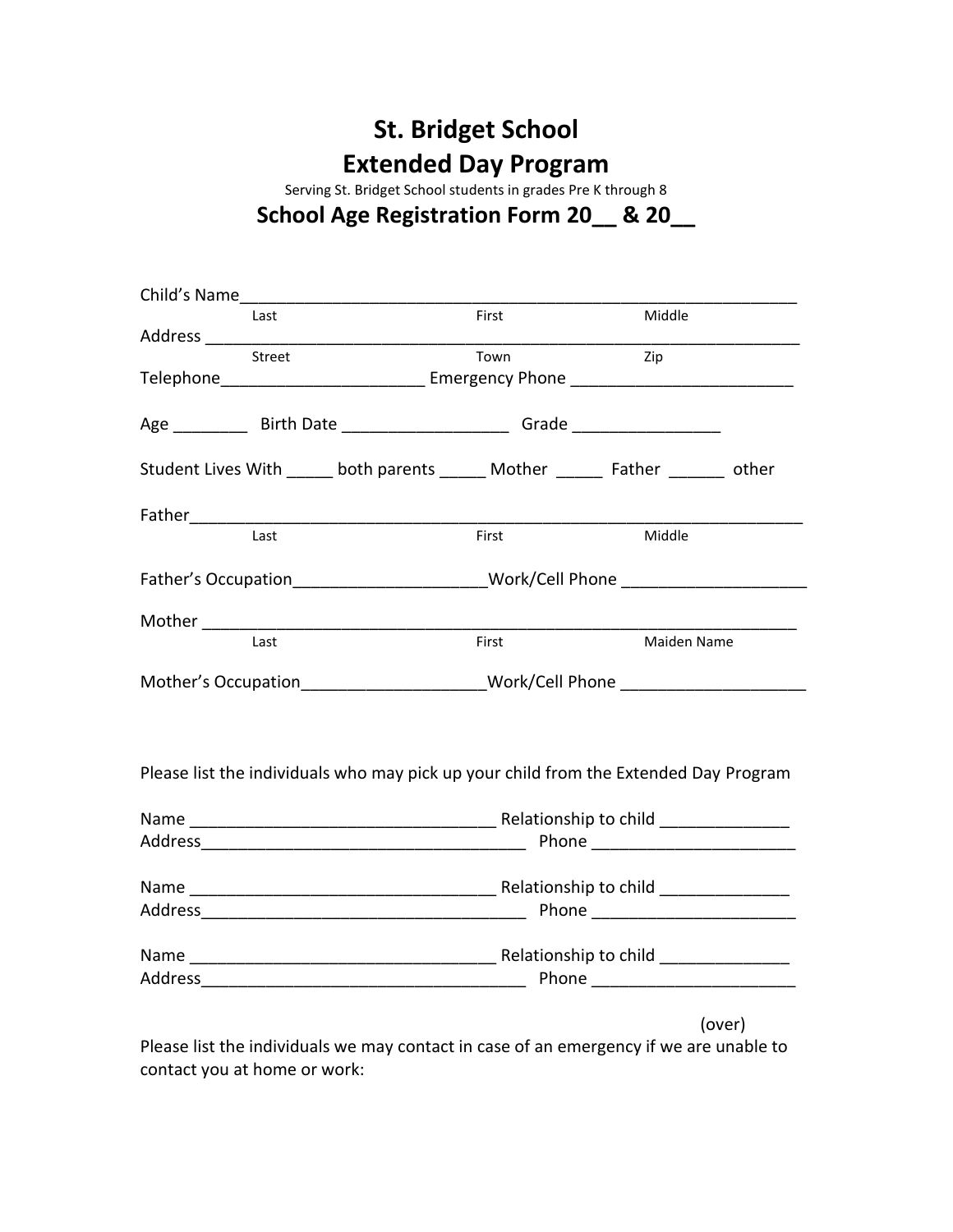# St. Bridget School
# Extended Day Program

Serving St. Bridget School students in grades Pre K through 8

## School Age Registration Form 20__ & 20__

Child's Name_____________________________________________________________
Last First Middle

Address _________________________________________________________________
Street Town Zip

Telephone______________________ Emergency Phone ________________________

Age ________ Birth Date _________________ Grade ________________

Student Lives With _____ both parents _____ Mother _____ Father ______ other

Father___________________________________________________________________
Last First Middle

Father's Occupation____________________Work/Cell Phone ____________________

Mother __________________________________________________________________
Last First Maiden Name

Mother's Occupation___________________Work/Cell Phone ____________________

Please list the individuals who may pick up your child from the Extended Day Program

Name _________________________________ Relationship to child ______________
Address___________________________________ Phone ______________________

Name _________________________________ Relationship to child ______________
Address___________________________________ Phone ______________________

Name _________________________________ Relationship to child ______________
Address___________________________________ Phone ______________________

(over)

Please list the individuals we may contact in case of an emergency if we are unable to contact you at home or work: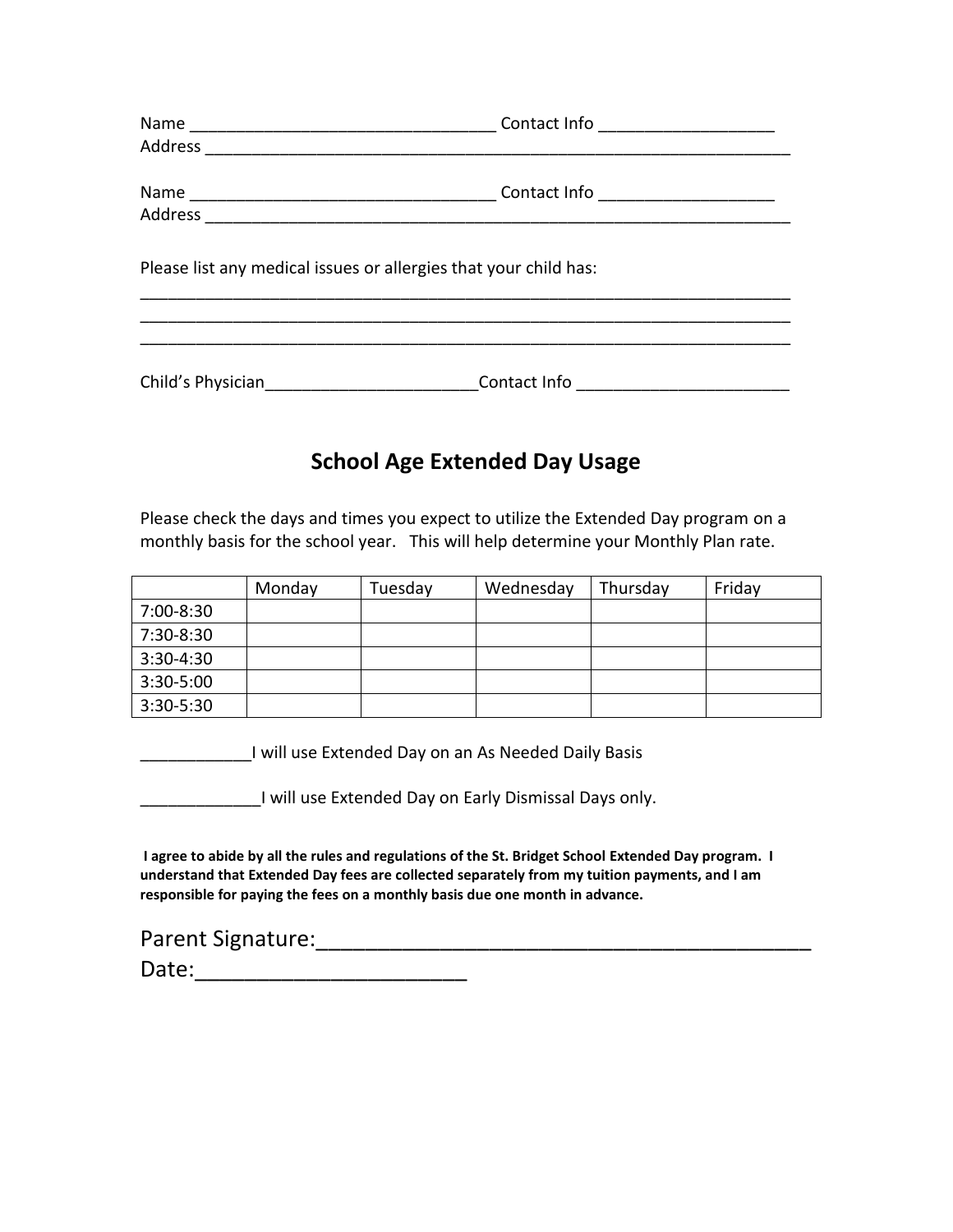Name __________________________________ Contact Info ___________________
Address __________________________________________________________________

Name __________________________________ Contact Info ___________________
Address __________________________________________________________________

Please list any medical issues or allergies that your child has:

_________________________________________________________________________
_________________________________________________________________________
_________________________________________________________________________

Child's Physician________________________Contact Info ________________________

## School Age Extended Day Usage

Please check the days and times you expect to utilize the Extended Day program on a monthly basis for the school year. This will help determine your Monthly Plan rate.

| | Monday | Tuesday | Wednesday | Thursday | Friday |
|---|---|---|---|---|---|
| 7:00-8:30 | | | | | |
| 7:30-8:30 | | | | | |
| 3:30-4:30 | | | | | |
| 3:30-5:00 | | | | | |
| 3:30-5:30 | | | | | |

____________I will use Extended Day on an As Needed Daily Basis

_____________I will use Extended Day on Early Dismissal Days only.

**I agree to abide by all the rules and regulations of the St. Bridget School Extended Day program. I understand that Extended Day fees are collected separately from my tuition payments, and I am responsible for paying the fees on a monthly basis due one month in advance.**

Parent Signature:_____________________________________________
Date:________________________